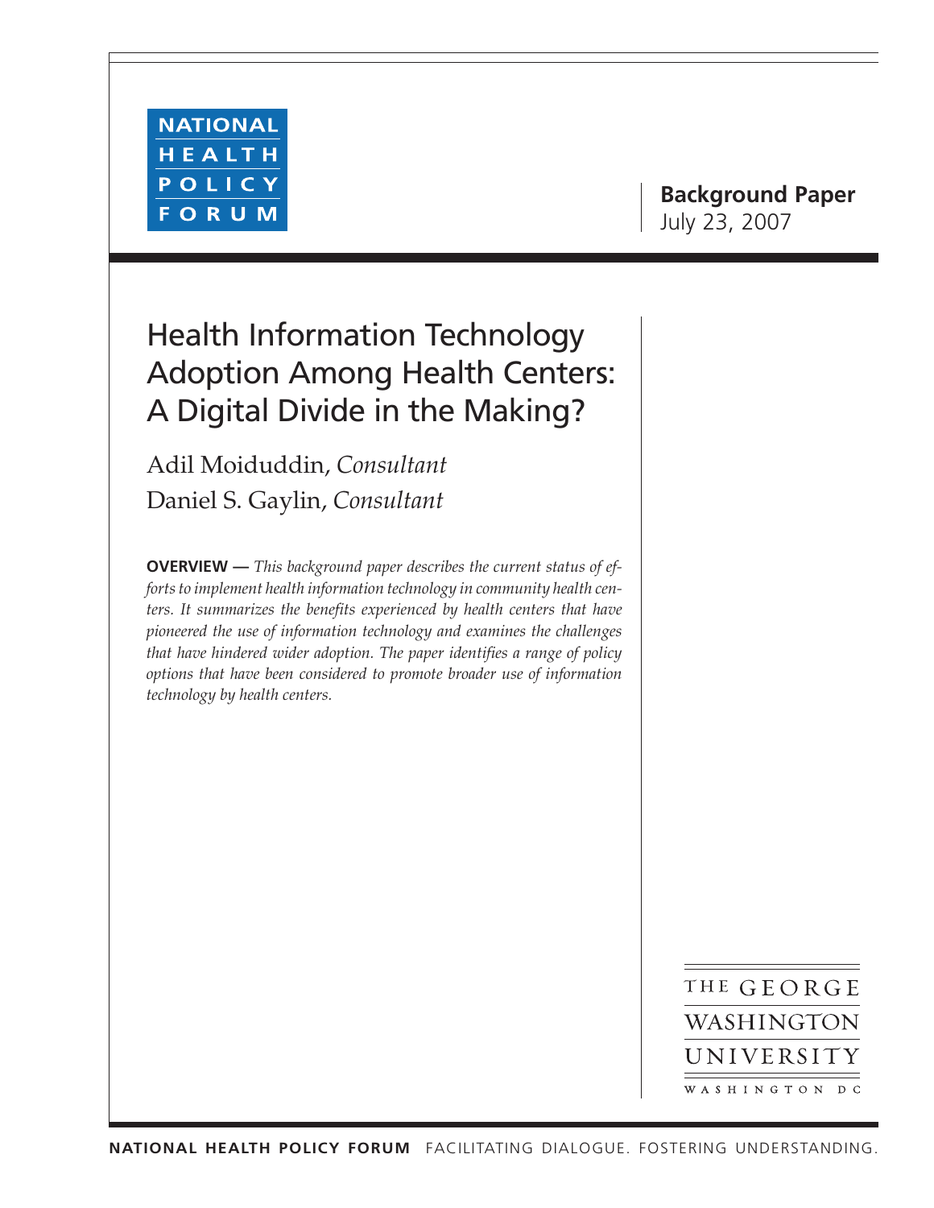NATIONAL HEALTH POLICY FORUM

**Background Paper**
July 23, 2007

# Health Information Technology Adoption Among Health Centers: A Digital Divide in the Making?

Adil Moiduddin, *Consultant*
Daniel S. Gaylin, *Consultant*

**OVERVIEW —** *This background paper describes the current status of efforts to implement health information technology in community health centers. It summarizes the benefits experienced by health centers that have pioneered the use of information technology and examines the challenges that have hindered wider adoption. The paper identifies a range of policy options that have been considered to promote broader use of information technology by health centers.*

THE GEORGE WASHINGTON UNIVERSITY
WASHINGTON DC

**NATIONAL HEALTH POLICY FORUM** FACILITATING DIALOGUE. FOSTERING UNDERSTANDING.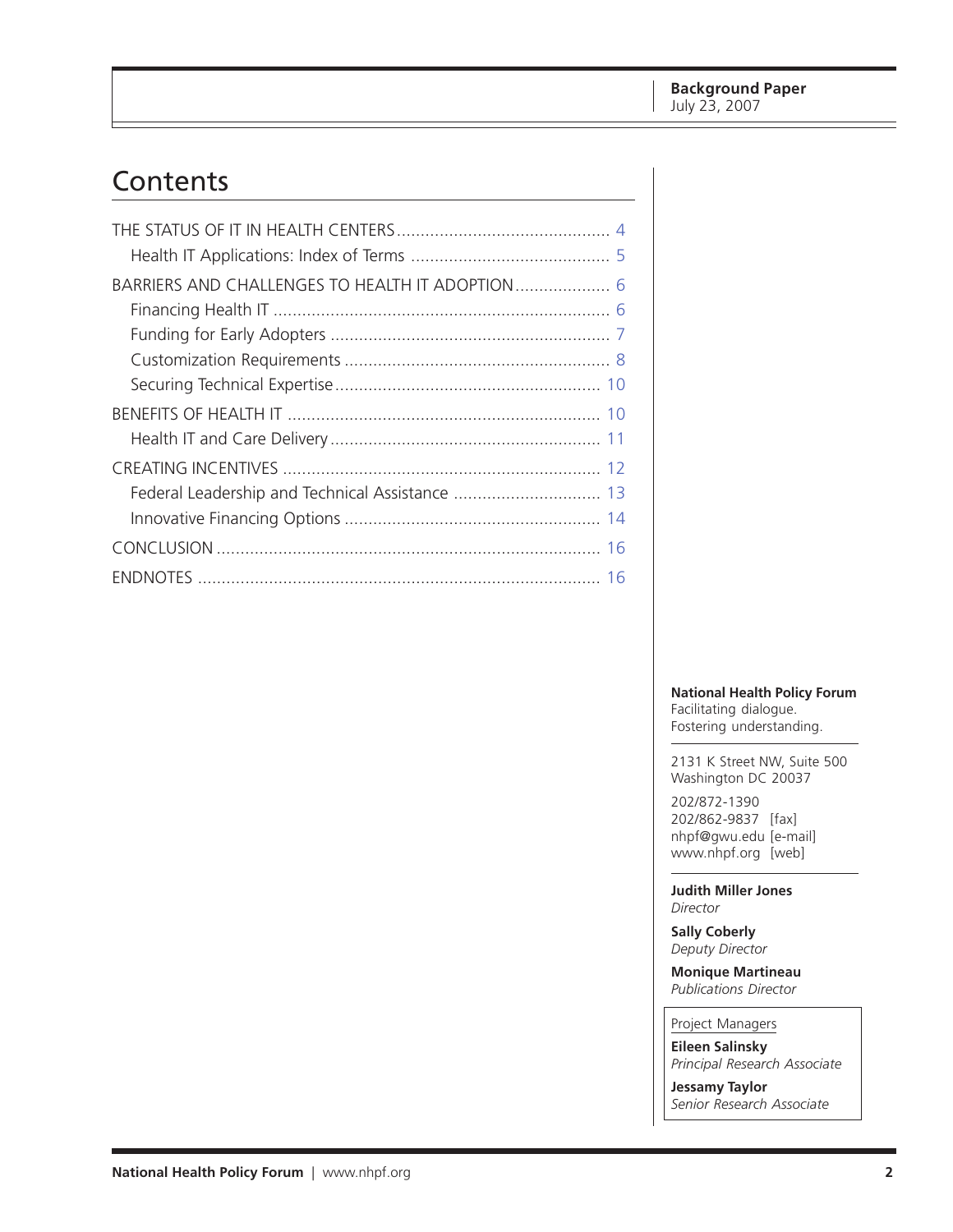Background Paper
July 23, 2007

# Contents

- THE STATUS OF IT IN HEALTH CENTERS ............ 4
  - Health IT Applications: Index of Terms ............ 5
- BARRIERS AND CHALLENGES TO HEALTH IT ADOPTION ............ 6
  - Financing Health IT ............ 6
  - Funding for Early Adopters ............ 7
  - Customization Requirements ............ 8
  - Securing Technical Expertise ............ 10
- BENEFITS OF HEALTH IT ............ 10
  - Health IT and Care Delivery ............ 11
- CREATING INCENTIVES ............ 12
  - Federal Leadership and Technical Assistance ............ 13
  - Innovative Financing Options ............ 14
- CONCLUSION ............ 16
- ENDNOTES ............ 16

**National Health Policy Forum**
Facilitating dialogue.
Fostering understanding.

2131 K Street NW, Suite 500
Washington DC 20037

202/872-1390
202/862-9837 [fax]
nhpf@gwu.edu [e-mail]
www.nhpf.org [web]

**Judith Miller Jones**
*Director*

**Sally Coberly**
*Deputy Director*

**Monique Martineau**
*Publications Director*

Project Managers

**Eileen Salinsky**
*Principal Research Associate*

**Jessamy Taylor**
*Senior Research Associate*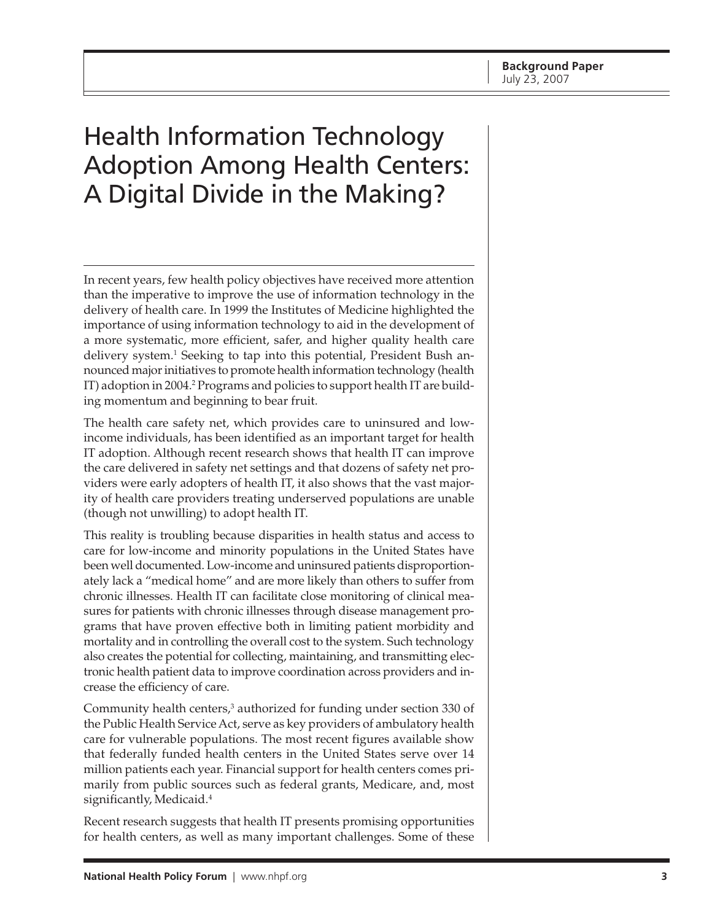Background Paper
July 23, 2007

# Health Information Technology Adoption Among Health Centers: A Digital Divide in the Making?

In recent years, few health policy objectives have received more attention than the imperative to improve the use of information technology in the delivery of health care. In 1999 the Institutes of Medicine highlighted the importance of using information technology to aid in the development of a more systematic, more efficient, safer, and higher quality health care delivery system.[1] Seeking to tap into this potential, President Bush announced major initiatives to promote health information technology (health IT) adoption in 2004.[2] Programs and policies to support health IT are building momentum and beginning to bear fruit.

The health care safety net, which provides care to uninsured and low-income individuals, has been identified as an important target for health IT adoption. Although recent research shows that health IT can improve the care delivered in safety net settings and that dozens of safety net providers were early adopters of health IT, it also shows that the vast majority of health care providers treating underserved populations are unable (though not unwilling) to adopt health IT.

This reality is troubling because disparities in health status and access to care for low-income and minority populations in the United States have been well documented. Low-income and uninsured patients disproportionately lack a "medical home" and are more likely than others to suffer from chronic illnesses. Health IT can facilitate close monitoring of clinical measures for patients with chronic illnesses through disease management programs that have proven effective both in limiting patient morbidity and mortality and in controlling the overall cost to the system. Such technology also creates the potential for collecting, maintaining, and transmitting electronic health patient data to improve coordination across providers and increase the efficiency of care.

Community health centers,[3] authorized for funding under section 330 of the Public Health Service Act, serve as key providers of ambulatory health care for vulnerable populations. The most recent figures available show that federally funded health centers in the United States serve over 14 million patients each year. Financial support for health centers comes primarily from public sources such as federal grants, Medicare, and, most significantly, Medicaid.[4]

Recent research suggests that health IT presents promising opportunities for health centers, as well as many important challenges. Some of these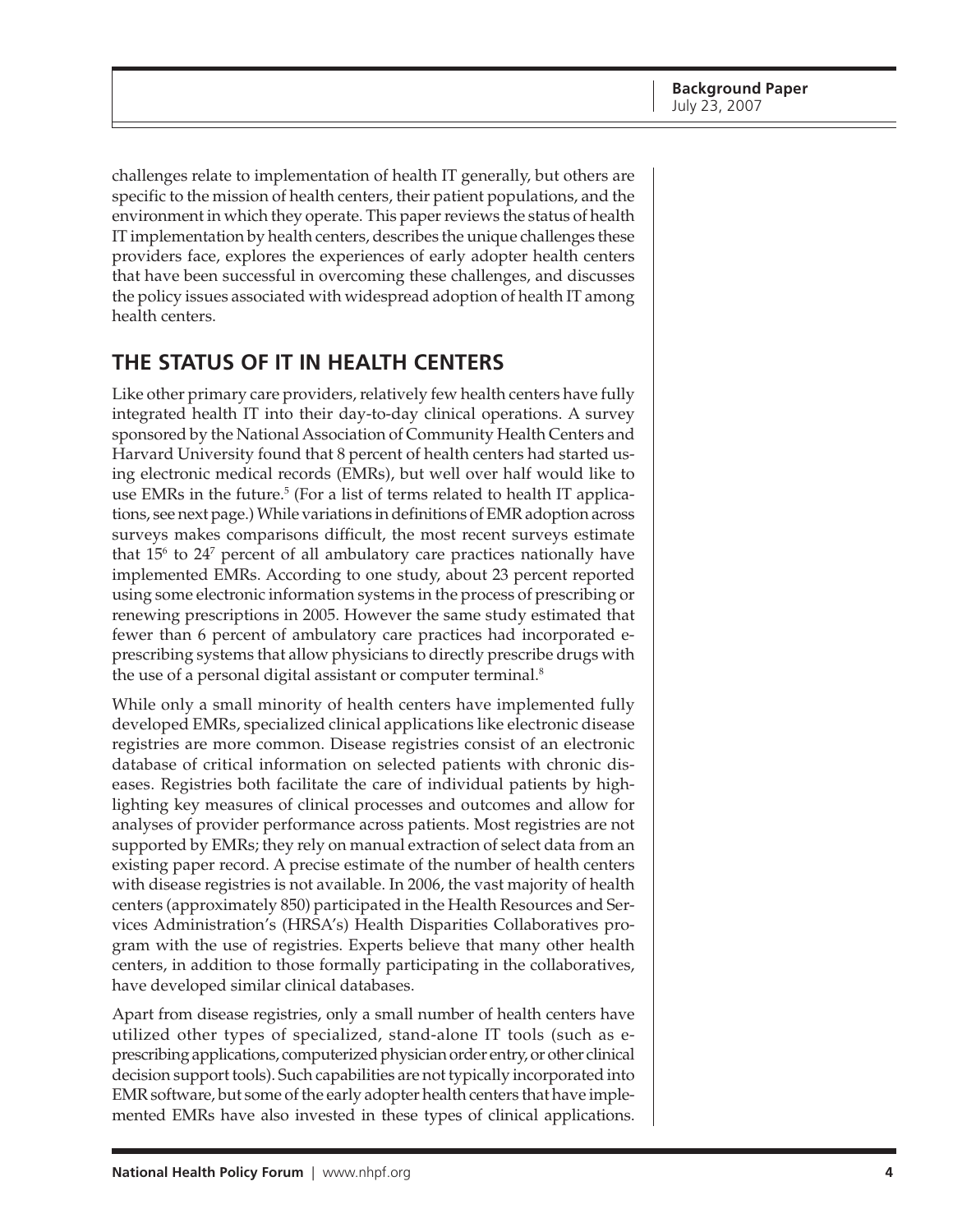challenges relate to implementation of health IT generally, but others are specific to the mission of health centers, their patient populations, and the environment in which they operate. This paper reviews the status of health IT implementation by health centers, describes the unique challenges these providers face, explores the experiences of early adopter health centers that have been successful in overcoming these challenges, and discusses the policy issues associated with widespread adoption of health IT among health centers.

## THE STATUS OF IT IN HEALTH CENTERS

Like other primary care providers, relatively few health centers have fully integrated health IT into their day-to-day clinical operations. A survey sponsored by the National Association of Community Health Centers and Harvard University found that 8 percent of health centers had started using electronic medical records (EMRs), but well over half would like to use EMRs in the future.[5] (For a list of terms related to health IT applications, see next page.) While variations in definitions of EMR adoption across surveys makes comparisons difficult, the most recent surveys estimate that 15[6] to 24[7] percent of all ambulatory care practices nationally have implemented EMRs. According to one study, about 23 percent reported using some electronic information systems in the process of prescribing or renewing prescriptions in 2005. However the same study estimated that fewer than 6 percent of ambulatory care practices had incorporated e-prescribing systems that allow physicians to directly prescribe drugs with the use of a personal digital assistant or computer terminal.[8]

While only a small minority of health centers have implemented fully developed EMRs, specialized clinical applications like electronic disease registries are more common. Disease registries consist of an electronic database of critical information on selected patients with chronic diseases. Registries both facilitate the care of individual patients by highlighting key measures of clinical processes and outcomes and allow for analyses of provider performance across patients. Most registries are not supported by EMRs; they rely on manual extraction of select data from an existing paper record. A precise estimate of the number of health centers with disease registries is not available. In 2006, the vast majority of health centers (approximately 850) participated in the Health Resources and Services Administration's (HRSA's) Health Disparities Collaboratives program with the use of registries. Experts believe that many other health centers, in addition to those formally participating in the collaboratives, have developed similar clinical databases.

Apart from disease registries, only a small number of health centers have utilized other types of specialized, stand-alone IT tools (such as e-prescribing applications, computerized physician order entry, or other clinical decision support tools). Such capabilities are not typically incorporated into EMR software, but some of the early adopter health centers that have implemented EMRs have also invested in these types of clinical applications.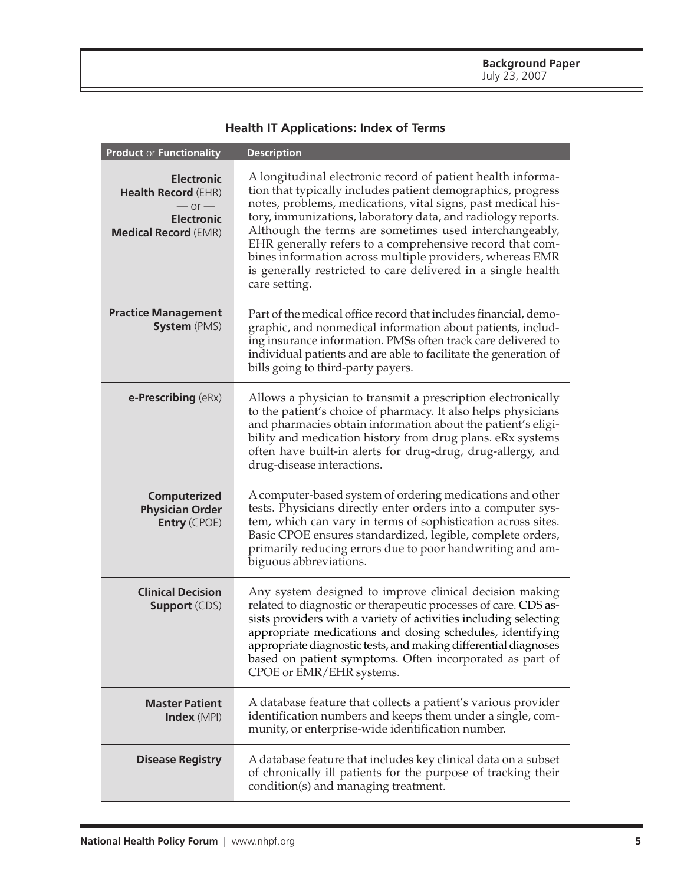## Health IT Applications: Index of Terms

| Product or Functionality | Description |
|---|---|
| **Electronic Health Record** (EHR) — or — **Electronic Medical Record** (EMR) | A longitudinal electronic record of patient health information that typically includes patient demographics, progress notes, problems, medications, vital signs, past medical history, immunizations, laboratory data, and radiology reports. Although the terms are sometimes used interchangeably, EHR generally refers to a comprehensive record that combines information across multiple providers, whereas EMR is generally restricted to care delivered in a single health care setting. |
| **Practice Management System** (PMS) | Part of the medical office record that includes financial, demographic, and nonmedical information about patients, including insurance information. PMSs often track care delivered to individual patients and are able to facilitate the generation of bills going to third-party payers. |
| **e-Prescribing** (eRx) | Allows a physician to transmit a prescription electronically to the patient's choice of pharmacy. It also helps physicians and pharmacies obtain information about the patient's eligibility and medication history from drug plans. eRx systems often have built-in alerts for drug-drug, drug-allergy, and drug-disease interactions. |
| **Computerized Physician Order Entry** (CPOE) | A computer-based system of ordering medications and other tests. Physicians directly enter orders into a computer system, which can vary in terms of sophistication across sites. Basic CPOE ensures standardized, legible, complete orders, primarily reducing errors due to poor handwriting and ambiguous abbreviations. |
| **Clinical Decision Support** (CDS) | Any system designed to improve clinical decision making related to diagnostic or therapeutic processes of care. CDS assists providers with a variety of activities including selecting appropriate medications and dosing schedules, identifying appropriate diagnostic tests, and making differential diagnoses based on patient symptoms. Often incorporated as part of CPOE or EMR/EHR systems. |
| **Master Patient Index** (MPI) | A database feature that collects a patient's various provider identification numbers and keeps them under a single, community, or enterprise-wide identification number. |
| **Disease Registry** | A database feature that includes key clinical data on a subset of chronically ill patients for the purpose of tracking their condition(s) and managing treatment. |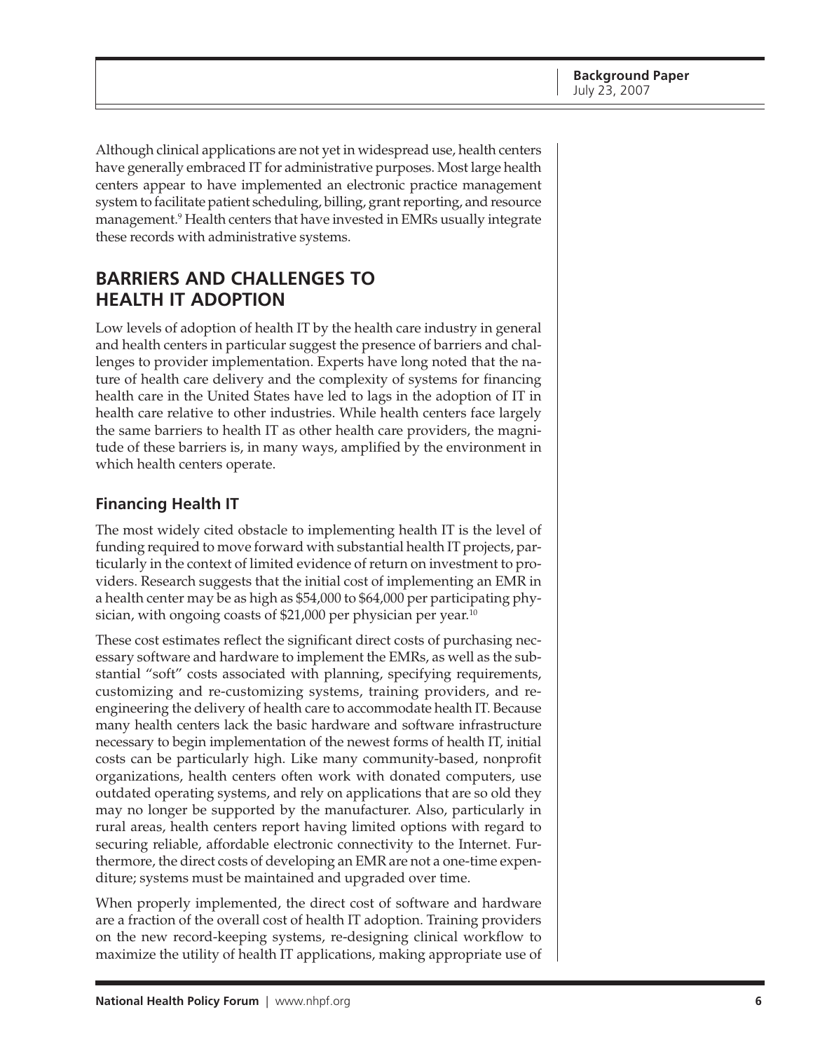Although clinical applications are not yet in widespread use, health centers have generally embraced IT for administrative purposes. Most large health centers appear to have implemented an electronic practice management system to facilitate patient scheduling, billing, grant reporting, and resource management.[9] Health centers that have invested in EMRs usually integrate these records with administrative systems.

## BARRIERS AND CHALLENGES TO HEALTH IT ADOPTION

Low levels of adoption of health IT by the health care industry in general and health centers in particular suggest the presence of barriers and challenges to provider implementation. Experts have long noted that the nature of health care delivery and the complexity of systems for financing health care in the United States have led to lags in the adoption of IT in health care relative to other industries. While health centers face largely the same barriers to health IT as other health care providers, the magnitude of these barriers is, in many ways, amplified by the environment in which health centers operate.

### Financing Health IT

The most widely cited obstacle to implementing health IT is the level of funding required to move forward with substantial health IT projects, particularly in the context of limited evidence of return on investment to providers. Research suggests that the initial cost of implementing an EMR in a health center may be as high as $54,000 to $64,000 per participating physician, with ongoing coasts of $21,000 per physician per year.[10]

These cost estimates reflect the significant direct costs of purchasing necessary software and hardware to implement the EMRs, as well as the substantial "soft" costs associated with planning, specifying requirements, customizing and re-customizing systems, training providers, and re-engineering the delivery of health care to accommodate health IT. Because many health centers lack the basic hardware and software infrastructure necessary to begin implementation of the newest forms of health IT, initial costs can be particularly high. Like many community-based, nonprofit organizations, health centers often work with donated computers, use outdated operating systems, and rely on applications that are so old they may no longer be supported by the manufacturer. Also, particularly in rural areas, health centers report having limited options with regard to securing reliable, affordable electronic connectivity to the Internet. Furthermore, the direct costs of developing an EMR are not a one-time expenditure; systems must be maintained and upgraded over time.

When properly implemented, the direct cost of software and hardware are a fraction of the overall cost of health IT adoption. Training providers on the new record-keeping systems, re-designing clinical workflow to maximize the utility of health IT applications, making appropriate use of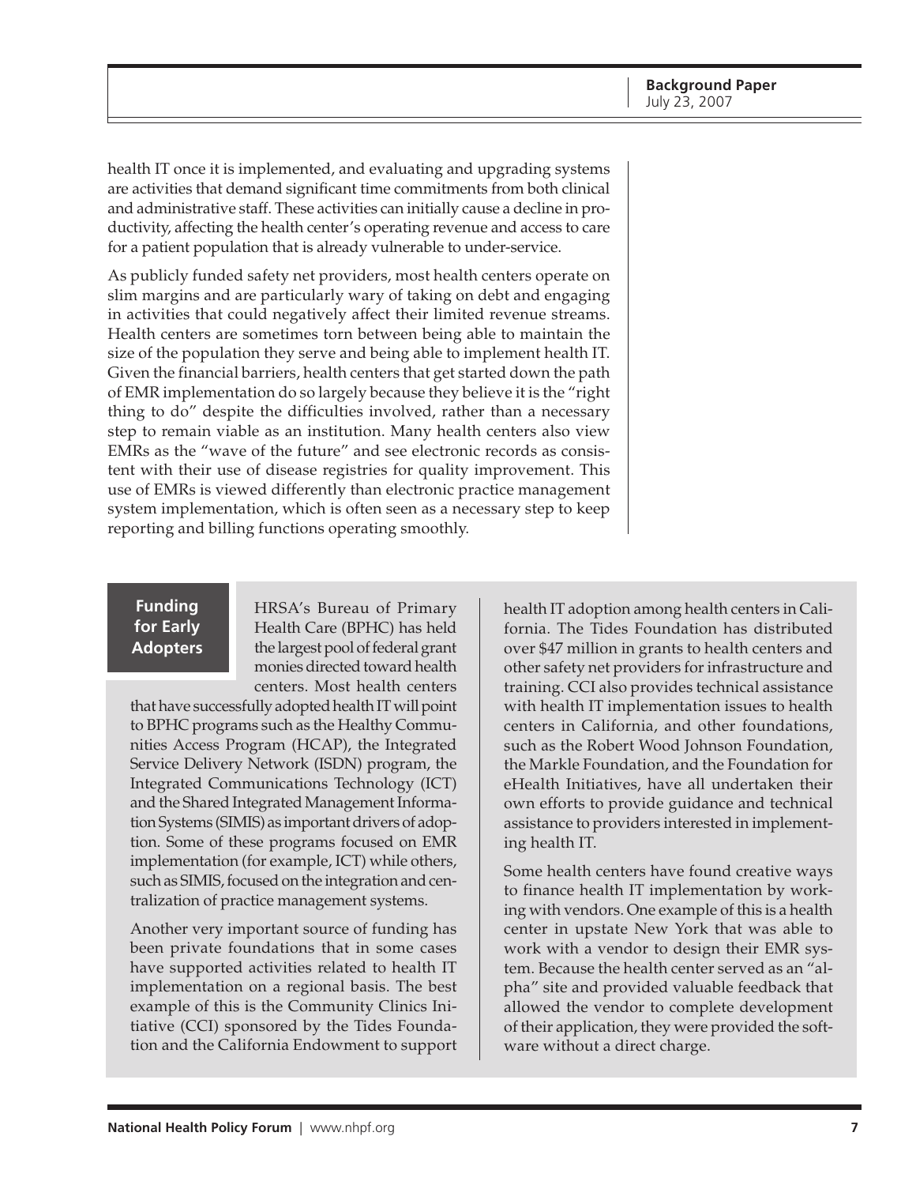health IT once it is implemented, and evaluating and upgrading systems are activities that demand significant time commitments from both clinical and administrative staff. These activities can initially cause a decline in productivity, affecting the health center's operating revenue and access to care for a patient population that is already vulnerable to under-service.

As publicly funded safety net providers, most health centers operate on slim margins and are particularly wary of taking on debt and engaging in activities that could negatively affect their limited revenue streams. Health centers are sometimes torn between being able to maintain the size of the population they serve and being able to implement health IT. Given the financial barriers, health centers that get started down the path of EMR implementation do so largely because they believe it is the "right thing to do" despite the difficulties involved, rather than a necessary step to remain viable as an institution. Many health centers also view EMRs as the "wave of the future" and see electronic records as consistent with their use of disease registries for quality improvement. This use of EMRs is viewed differently than electronic practice management system implementation, which is often seen as a necessary step to keep reporting and billing functions operating smoothly.

## Funding for Early Adopters

HRSA's Bureau of Primary Health Care (BPHC) has held the largest pool of federal grant monies directed toward health centers. Most health centers that have successfully adopted health IT will point to BPHC programs such as the Healthy Communities Access Program (HCAP), the Integrated Service Delivery Network (ISDN) program, the Integrated Communications Technology (ICT) and the Shared Integrated Management Information Systems (SIMIS) as important drivers of adoption. Some of these programs focused on EMR implementation (for example, ICT) while others, such as SIMIS, focused on the integration and centralization of practice management systems.

Another very important source of funding has been private foundations that in some cases have supported activities related to health IT implementation on a regional basis. The best example of this is the Community Clinics Initiative (CCI) sponsored by the Tides Foundation and the California Endowment to support health IT adoption among health centers in California. The Tides Foundation has distributed over $47 million in grants to health centers and other safety net providers for infrastructure and training. CCI also provides technical assistance with health IT implementation issues to health centers in California, and other foundations, such as the Robert Wood Johnson Foundation, the Markle Foundation, and the Foundation for eHealth Initiatives, have all undertaken their own efforts to provide guidance and technical assistance to providers interested in implementing health IT.

Some health centers have found creative ways to finance health IT implementation by working with vendors. One example of this is a health center in upstate New York that was able to work with a vendor to design their EMR system. Because the health center served as an "alpha" site and provided valuable feedback that allowed the vendor to complete development of their application, they were provided the software without a direct charge.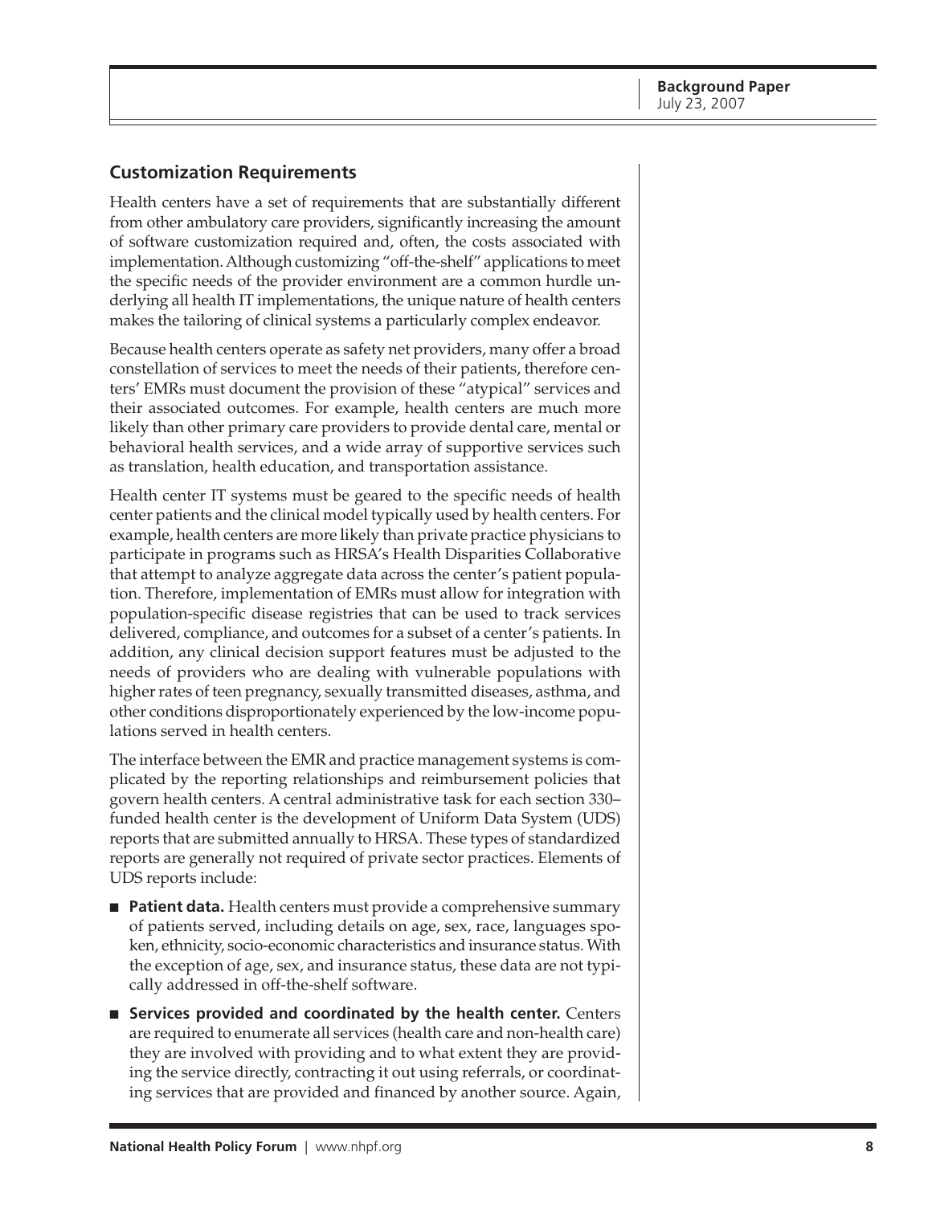## Customization Requirements

Health centers have a set of requirements that are substantially different from other ambulatory care providers, significantly increasing the amount of software customization required and, often, the costs associated with implementation. Although customizing "off-the-shelf" applications to meet the specific needs of the provider environment are a common hurdle underlying all health IT implementations, the unique nature of health centers makes the tailoring of clinical systems a particularly complex endeavor.

Because health centers operate as safety net providers, many offer a broad constellation of services to meet the needs of their patients, therefore centers' EMRs must document the provision of these "atypical" services and their associated outcomes. For example, health centers are much more likely than other primary care providers to provide dental care, mental or behavioral health services, and a wide array of supportive services such as translation, health education, and transportation assistance.

Health center IT systems must be geared to the specific needs of health center patients and the clinical model typically used by health centers. For example, health centers are more likely than private practice physicians to participate in programs such as HRSA's Health Disparities Collaborative that attempt to analyze aggregate data across the center's patient population. Therefore, implementation of EMRs must allow for integration with population-specific disease registries that can be used to track services delivered, compliance, and outcomes for a subset of a center's patients. In addition, any clinical decision support features must be adjusted to the needs of providers who are dealing with vulnerable populations with higher rates of teen pregnancy, sexually transmitted diseases, asthma, and other conditions disproportionately experienced by the low-income populations served in health centers.

The interface between the EMR and practice management systems is complicated by the reporting relationships and reimbursement policies that govern health centers. A central administrative task for each section 330–funded health center is the development of Uniform Data System (UDS) reports that are submitted annually to HRSA. These types of standardized reports are generally not required of private sector practices. Elements of UDS reports include:

- **Patient data.** Health centers must provide a comprehensive summary of patients served, including details on age, sex, race, languages spoken, ethnicity, socio-economic characteristics and insurance status. With the exception of age, sex, and insurance status, these data are not typically addressed in off-the-shelf software.
- **Services provided and coordinated by the health center.** Centers are required to enumerate all services (health care and non-health care) they are involved with providing and to what extent they are providing the service directly, contracting it out using referrals, or coordinating services that are provided and financed by another source. Again,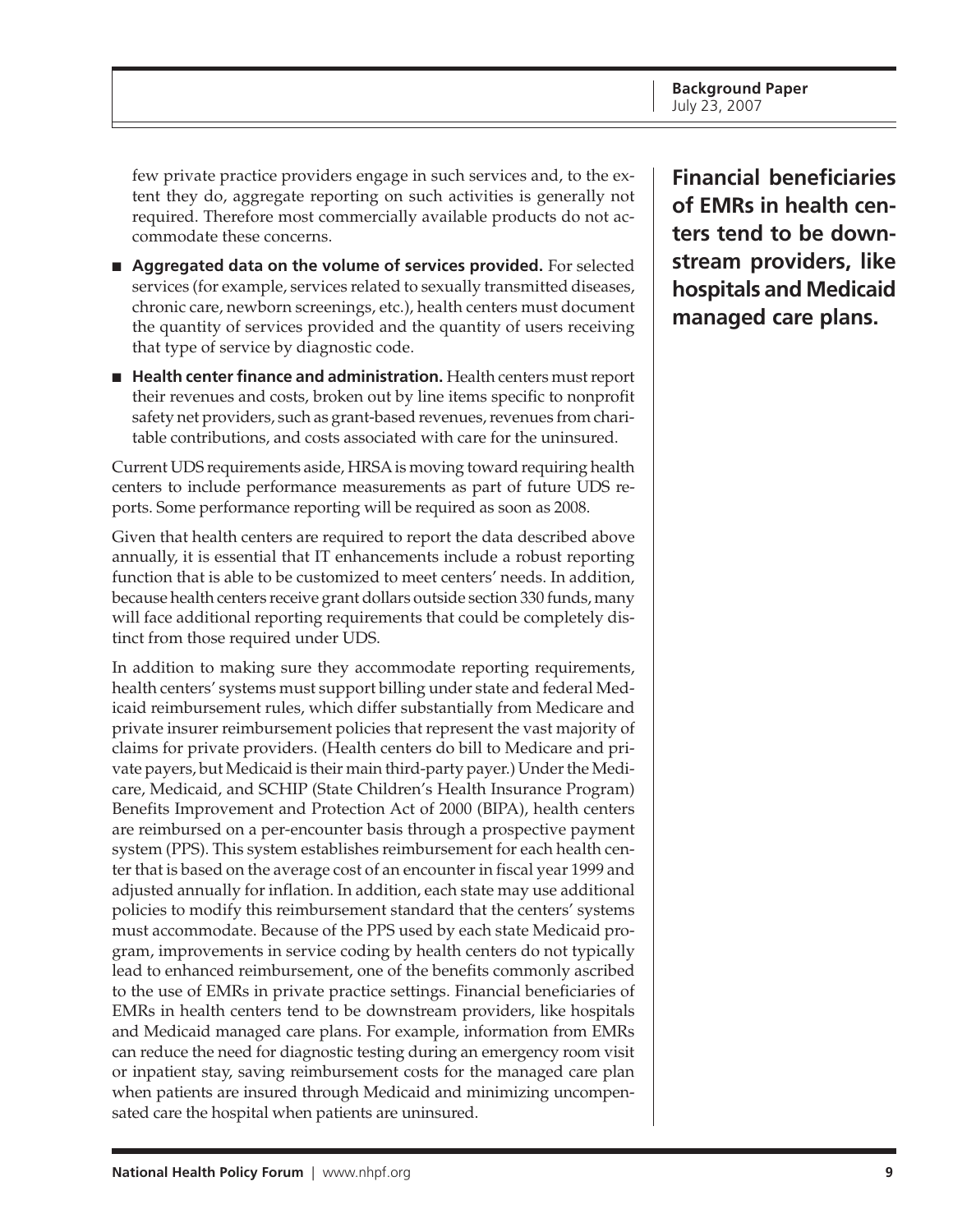few private practice providers engage in such services and, to the extent they do, aggregate reporting on such activities is generally not required. Therefore most commercially available products do not accommodate these concerns.

- **Aggregated data on the volume of services provided.** For selected services (for example, services related to sexually transmitted diseases, chronic care, newborn screenings, etc.), health centers must document the quantity of services provided and the quantity of users receiving that type of service by diagnostic code.
- **Health center finance and administration.** Health centers must report their revenues and costs, broken out by line items specific to nonprofit safety net providers, such as grant-based revenues, revenues from charitable contributions, and costs associated with care for the uninsured.

Current UDS requirements aside, HRSA is moving toward requiring health centers to include performance measurements as part of future UDS reports. Some performance reporting will be required as soon as 2008.

Given that health centers are required to report the data described above annually, it is essential that IT enhancements include a robust reporting function that is able to be customized to meet centers' needs. In addition, because health centers receive grant dollars outside section 330 funds, many will face additional reporting requirements that could be completely distinct from those required under UDS.

In addition to making sure they accommodate reporting requirements, health centers' systems must support billing under state and federal Medicaid reimbursement rules, which differ substantially from Medicare and private insurer reimbursement policies that represent the vast majority of claims for private providers. (Health centers do bill to Medicare and private payers, but Medicaid is their main third-party payer.) Under the Medicare, Medicaid, and SCHIP (State Children's Health Insurance Program) Benefits Improvement and Protection Act of 2000 (BIPA), health centers are reimbursed on a per-encounter basis through a prospective payment system (PPS). This system establishes reimbursement for each health center that is based on the average cost of an encounter in fiscal year 1999 and adjusted annually for inflation. In addition, each state may use additional policies to modify this reimbursement standard that the centers' systems must accommodate. Because of the PPS used by each state Medicaid program, improvements in service coding by health centers do not typically lead to enhanced reimbursement, one of the benefits commonly ascribed to the use of EMRs in private practice settings. Financial beneficiaries of EMRs in health centers tend to be downstream providers, like hospitals and Medicaid managed care plans. For example, information from EMRs can reduce the need for diagnostic testing during an emergency room visit or inpatient stay, saving reimbursement costs for the managed care plan when patients are insured through Medicaid and minimizing uncompensated care the hospital when patients are uninsured.

**Financial beneficiaries of EMRs in health centers tend to be downstream providers, like hospitals and Medicaid managed care plans.**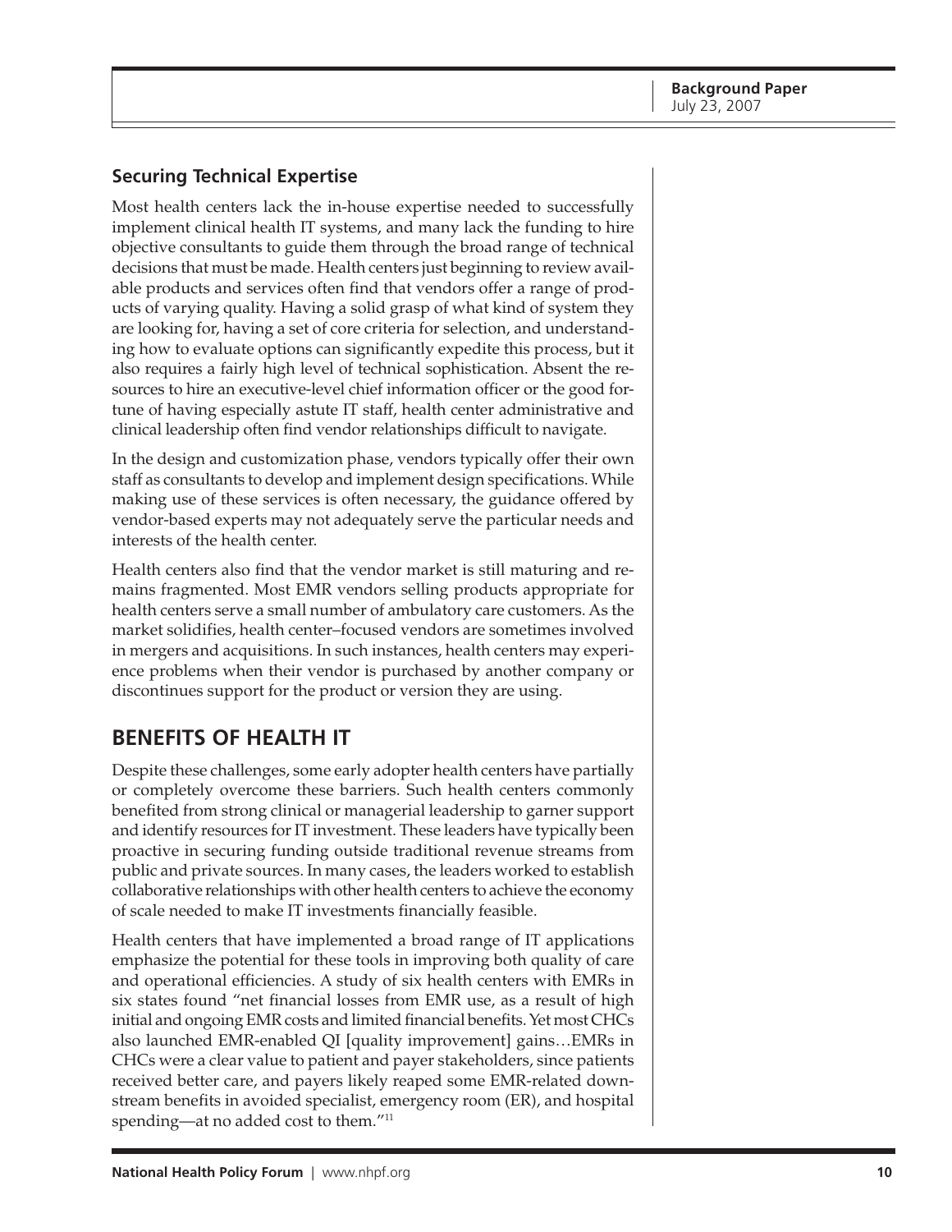### Securing Technical Expertise

Most health centers lack the in-house expertise needed to successfully implement clinical health IT systems, and many lack the funding to hire objective consultants to guide them through the broad range of technical decisions that must be made. Health centers just beginning to review available products and services often find that vendors offer a range of products of varying quality. Having a solid grasp of what kind of system they are looking for, having a set of core criteria for selection, and understanding how to evaluate options can significantly expedite this process, but it also requires a fairly high level of technical sophistication. Absent the resources to hire an executive-level chief information officer or the good fortune of having especially astute IT staff, health center administrative and clinical leadership often find vendor relationships difficult to navigate.

In the design and customization phase, vendors typically offer their own staff as consultants to develop and implement design specifications. While making use of these services is often necessary, the guidance offered by vendor-based experts may not adequately serve the particular needs and interests of the health center.

Health centers also find that the vendor market is still maturing and remains fragmented. Most EMR vendors selling products appropriate for health centers serve a small number of ambulatory care customers. As the market solidifies, health center–focused vendors are sometimes involved in mergers and acquisitions. In such instances, health centers may experience problems when their vendor is purchased by another company or discontinues support for the product or version they are using.

## BENEFITS OF HEALTH IT

Despite these challenges, some early adopter health centers have partially or completely overcome these barriers. Such health centers commonly benefited from strong clinical or managerial leadership to garner support and identify resources for IT investment. These leaders have typically been proactive in securing funding outside traditional revenue streams from public and private sources. In many cases, the leaders worked to establish collaborative relationships with other health centers to achieve the economy of scale needed to make IT investments financially feasible.

Health centers that have implemented a broad range of IT applications emphasize the potential for these tools in improving both quality of care and operational efficiencies. A study of six health centers with EMRs in six states found "net financial losses from EMR use, as a result of high initial and ongoing EMR costs and limited financial benefits. Yet most CHCs also launched EMR-enabled QI [quality improvement] gains…EMRs in CHCs were a clear value to patient and payer stakeholders, since patients received better care, and payers likely reaped some EMR-related downstream benefits in avoided specialist, emergency room (ER), and hospital spending—at no added cost to them."[11]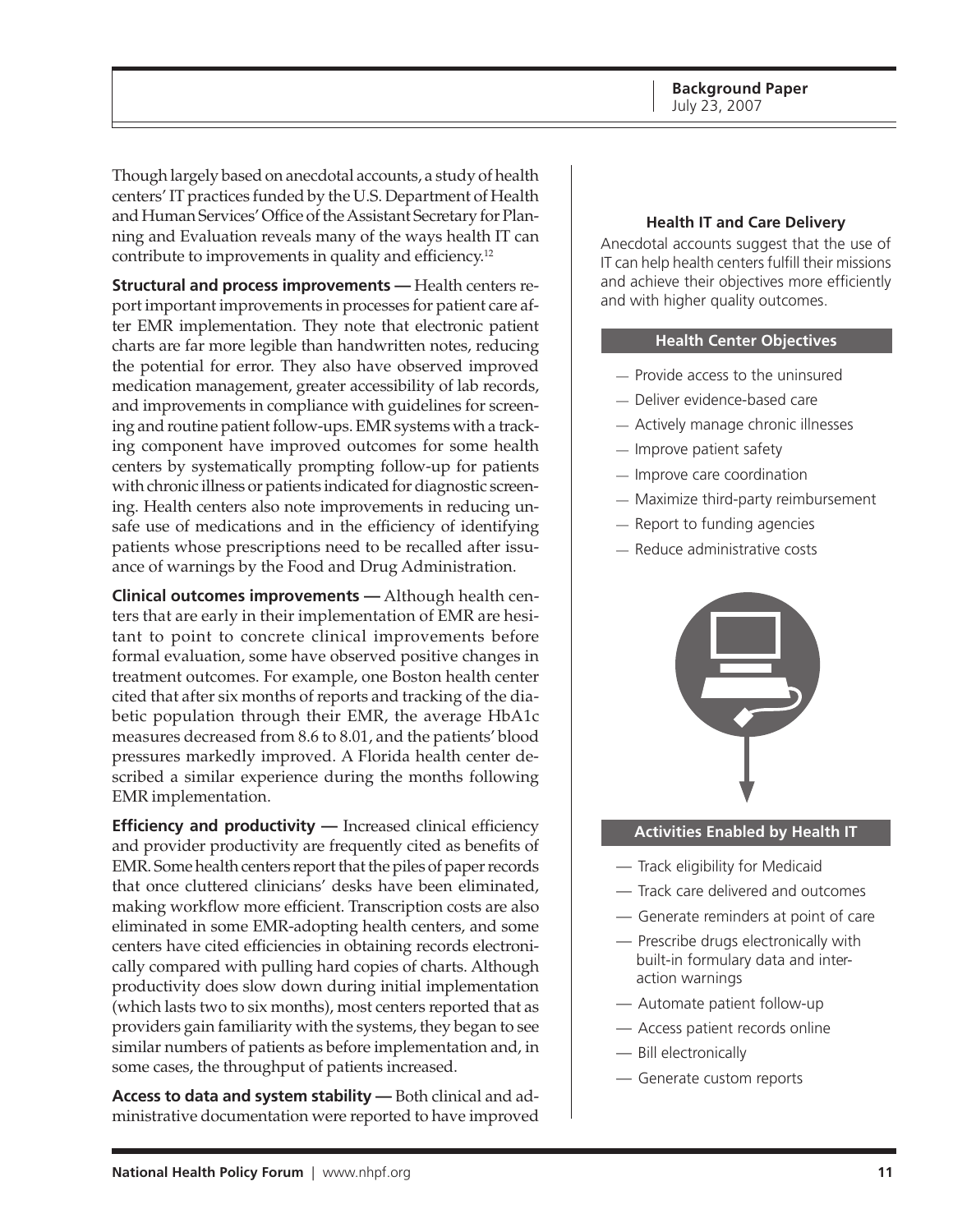Though largely based on anecdotal accounts, a study of health centers' IT practices funded by the U.S. Department of Health and Human Services' Office of the Assistant Secretary for Planning and Evaluation reveals many of the ways health IT can contribute to improvements in quality and efficiency.[12]

**Structural and process improvements —** Health centers report important improvements in processes for patient care after EMR implementation. They note that electronic patient charts are far more legible than handwritten notes, reducing the potential for error. They also have observed improved medication management, greater accessibility of lab records, and improvements in compliance with guidelines for screening and routine patient follow-ups. EMR systems with a tracking component have improved outcomes for some health centers by systematically prompting follow-up for patients with chronic illness or patients indicated for diagnostic screening. Health centers also note improvements in reducing unsafe use of medications and in the efficiency of identifying patients whose prescriptions need to be recalled after issuance of warnings by the Food and Drug Administration.

**Clinical outcomes improvements —** Although health centers that are early in their implementation of EMR are hesitant to point to concrete clinical improvements before formal evaluation, some have observed positive changes in treatment outcomes. For example, one Boston health center cited that after six months of reports and tracking of the diabetic population through their EMR, the average HbA1c measures decreased from 8.6 to 8.01, and the patients' blood pressures markedly improved. A Florida health center described a similar experience during the months following EMR implementation.

**Efficiency and productivity —** Increased clinical efficiency and provider productivity are frequently cited as benefits of EMR. Some health centers report that the piles of paper records that once cluttered clinicians' desks have been eliminated, making workflow more efficient. Transcription costs are also eliminated in some EMR-adopting health centers, and some centers have cited efficiencies in obtaining records electronically compared with pulling hard copies of charts. Although productivity does slow down during initial implementation (which lasts two to six months), most centers reported that as providers gain familiarity with the systems, they began to see similar numbers of patients as before implementation and, in some cases, the throughput of patients increased.

**Access to data and system stability —** Both clinical and administrative documentation were reported to have improved

### Health IT and Care Delivery

Anecdotal accounts suggest that the use of IT can help health centers fulfill their missions and achieve their objectives more efficiently and with higher quality outcomes.

**Health Center Objectives**

- Provide access to the uninsured
- Deliver evidence-based care
- Actively manage chronic illnesses
- Improve patient safety
- Improve care coordination
- Maximize third-party reimbursement
- Report to funding agencies
- Reduce administrative costs

**Activities Enabled by Health IT**

- Track eligibility for Medicaid
- Track care delivered and outcomes
- Generate reminders at point of care
- Prescribe drugs electronically with built-in formulary data and interaction warnings
- Automate patient follow-up
- Access patient records online
- Bill electronically
- Generate custom reports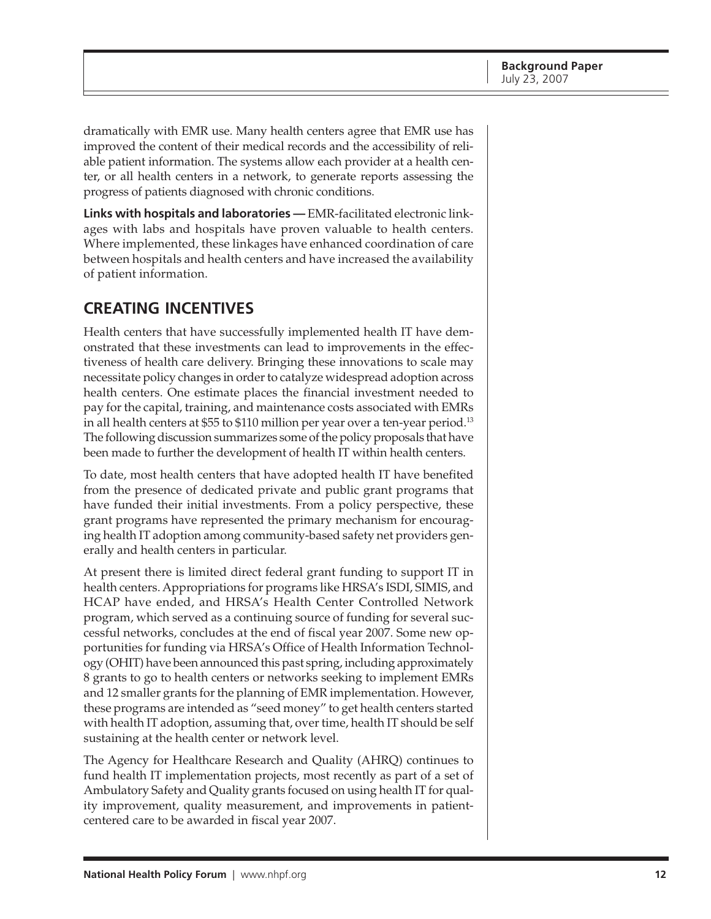dramatically with EMR use. Many health centers agree that EMR use has improved the content of their medical records and the accessibility of reliable patient information. The systems allow each provider at a health center, or all health centers in a network, to generate reports assessing the progress of patients diagnosed with chronic conditions.

**Links with hospitals and laboratories —** EMR-facilitated electronic linkages with labs and hospitals have proven valuable to health centers. Where implemented, these linkages have enhanced coordination of care between hospitals and health centers and have increased the availability of patient information.

## CREATING INCENTIVES

Health centers that have successfully implemented health IT have demonstrated that these investments can lead to improvements in the effectiveness of health care delivery. Bringing these innovations to scale may necessitate policy changes in order to catalyze widespread adoption across health centers. One estimate places the financial investment needed to pay for the capital, training, and maintenance costs associated with EMRs in all health centers at $55 to $110 million per year over a ten-year period.[13] The following discussion summarizes some of the policy proposals that have been made to further the development of health IT within health centers.

To date, most health centers that have adopted health IT have benefited from the presence of dedicated private and public grant programs that have funded their initial investments. From a policy perspective, these grant programs have represented the primary mechanism for encouraging health IT adoption among community-based safety net providers generally and health centers in particular.

At present there is limited direct federal grant funding to support IT in health centers. Appropriations for programs like HRSA's ISDI, SIMIS, and HCAP have ended, and HRSA's Health Center Controlled Network program, which served as a continuing source of funding for several successful networks, concludes at the end of fiscal year 2007. Some new opportunities for funding via HRSA's Office of Health Information Technology (OHIT) have been announced this past spring, including approximately 8 grants to go to health centers or networks seeking to implement EMRs and 12 smaller grants for the planning of EMR implementation. However, these programs are intended as "seed money" to get health centers started with health IT adoption, assuming that, over time, health IT should be self sustaining at the health center or network level.

The Agency for Healthcare Research and Quality (AHRQ) continues to fund health IT implementation projects, most recently as part of a set of Ambulatory Safety and Quality grants focused on using health IT for quality improvement, quality measurement, and improvements in patient-centered care to be awarded in fiscal year 2007.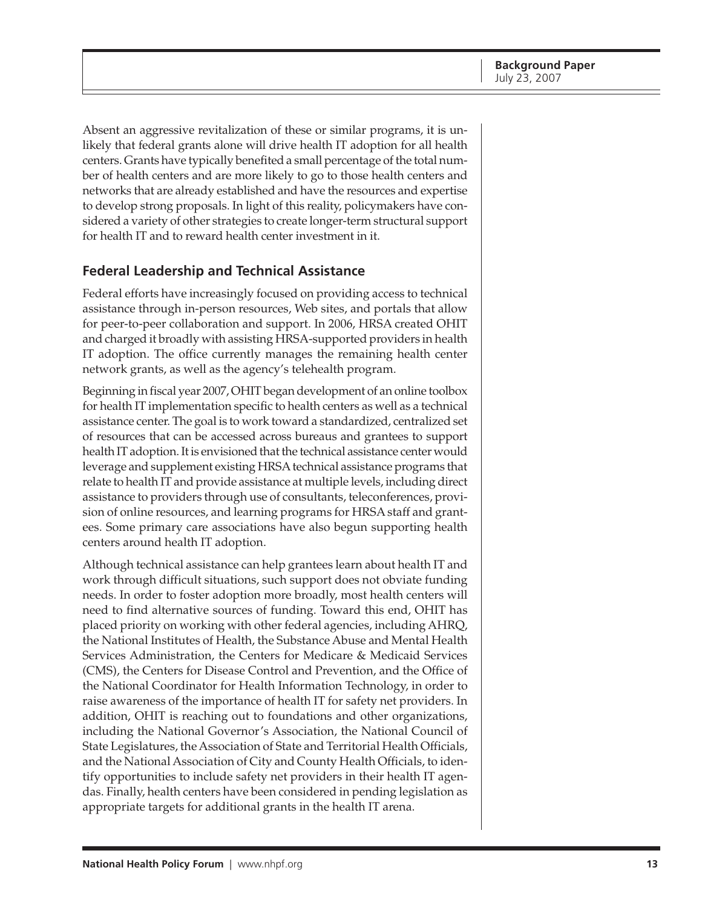Absent an aggressive revitalization of these or similar programs, it is unlikely that federal grants alone will drive health IT adoption for all health centers. Grants have typically benefited a small percentage of the total number of health centers and are more likely to go to those health centers and networks that are already established and have the resources and expertise to develop strong proposals. In light of this reality, policymakers have considered a variety of other strategies to create longer-term structural support for health IT and to reward health center investment in it.

## Federal Leadership and Technical Assistance

Federal efforts have increasingly focused on providing access to technical assistance through in-person resources, Web sites, and portals that allow for peer-to-peer collaboration and support. In 2006, HRSA created OHIT and charged it broadly with assisting HRSA-supported providers in health IT adoption. The office currently manages the remaining health center network grants, as well as the agency's telehealth program.

Beginning in fiscal year 2007, OHIT began development of an online toolbox for health IT implementation specific to health centers as well as a technical assistance center. The goal is to work toward a standardized, centralized set of resources that can be accessed across bureaus and grantees to support health IT adoption. It is envisioned that the technical assistance center would leverage and supplement existing HRSA technical assistance programs that relate to health IT and provide assistance at multiple levels, including direct assistance to providers through use of consultants, teleconferences, provision of online resources, and learning programs for HRSA staff and grantees. Some primary care associations have also begun supporting health centers around health IT adoption.

Although technical assistance can help grantees learn about health IT and work through difficult situations, such support does not obviate funding needs. In order to foster adoption more broadly, most health centers will need to find alternative sources of funding. Toward this end, OHIT has placed priority on working with other federal agencies, including AHRQ, the National Institutes of Health, the Substance Abuse and Mental Health Services Administration, the Centers for Medicare & Medicaid Services (CMS), the Centers for Disease Control and Prevention, and the Office of the National Coordinator for Health Information Technology, in order to raise awareness of the importance of health IT for safety net providers. In addition, OHIT is reaching out to foundations and other organizations, including the National Governor's Association, the National Council of State Legislatures, the Association of State and Territorial Health Officials, and the National Association of City and County Health Officials, to identify opportunities to include safety net providers in their health IT agendas. Finally, health centers have been considered in pending legislation as appropriate targets for additional grants in the health IT arena.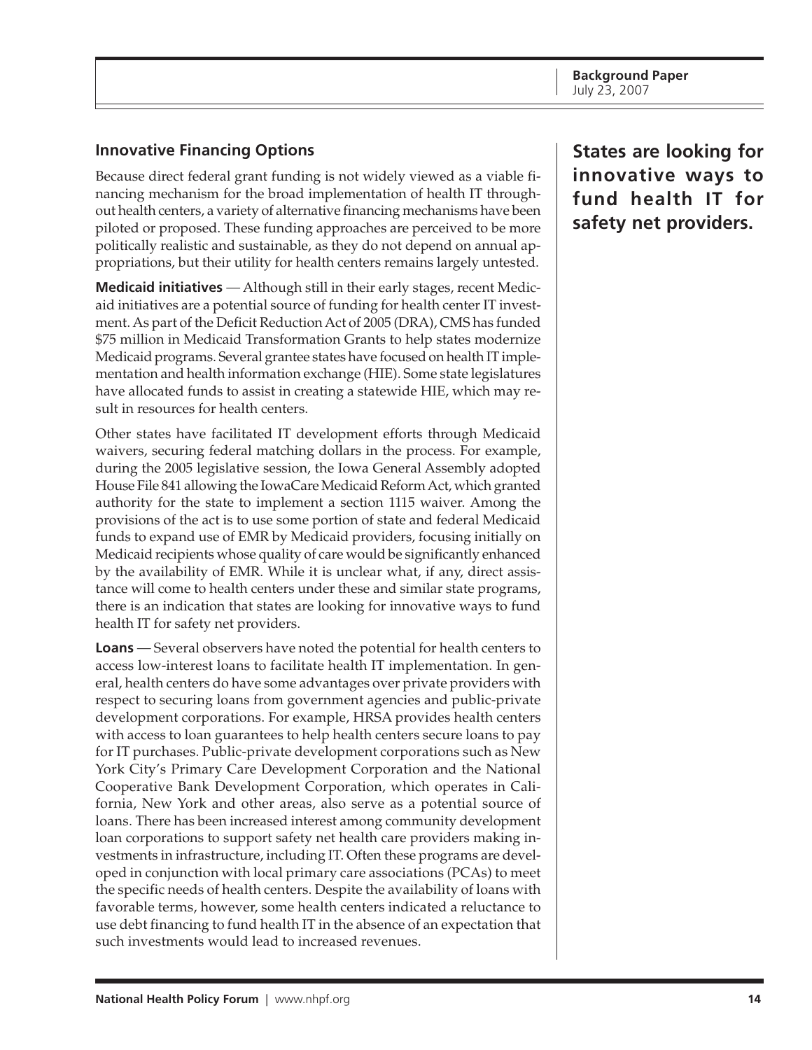### Innovative Financing Options

Because direct federal grant funding is not widely viewed as a viable financing mechanism for the broad implementation of health IT throughout health centers, a variety of alternative financing mechanisms have been piloted or proposed. These funding approaches are perceived to be more politically realistic and sustainable, as they do not depend on annual appropriations, but their utility for health centers remains largely untested.

**States are looking for innovative ways to fund health IT for safety net providers.**

**Medicaid initiatives** — Although still in their early stages, recent Medicaid initiatives are a potential source of funding for health center IT investment. As part of the Deficit Reduction Act of 2005 (DRA), CMS has funded $75 million in Medicaid Transformation Grants to help states modernize Medicaid programs. Several grantee states have focused on health IT implementation and health information exchange (HIE). Some state legislatures have allocated funds to assist in creating a statewide HIE, which may result in resources for health centers.

Other states have facilitated IT development efforts through Medicaid waivers, securing federal matching dollars in the process. For example, during the 2005 legislative session, the Iowa General Assembly adopted House File 841 allowing the IowaCare Medicaid Reform Act, which granted authority for the state to implement a section 1115 waiver. Among the provisions of the act is to use some portion of state and federal Medicaid funds to expand use of EMR by Medicaid providers, focusing initially on Medicaid recipients whose quality of care would be significantly enhanced by the availability of EMR. While it is unclear what, if any, direct assistance will come to health centers under these and similar state programs, there is an indication that states are looking for innovative ways to fund health IT for safety net providers.

**Loans** — Several observers have noted the potential for health centers to access low-interest loans to facilitate health IT implementation. In general, health centers do have some advantages over private providers with respect to securing loans from government agencies and public-private development corporations. For example, HRSA provides health centers with access to loan guarantees to help health centers secure loans to pay for IT purchases. Public-private development corporations such as New York City's Primary Care Development Corporation and the National Cooperative Bank Development Corporation, which operates in California, New York and other areas, also serve as a potential source of loans. There has been increased interest among community development loan corporations to support safety net health care providers making investments in infrastructure, including IT. Often these programs are developed in conjunction with local primary care associations (PCAs) to meet the specific needs of health centers. Despite the availability of loans with favorable terms, however, some health centers indicated a reluctance to use debt financing to fund health IT in the absence of an expectation that such investments would lead to increased revenues.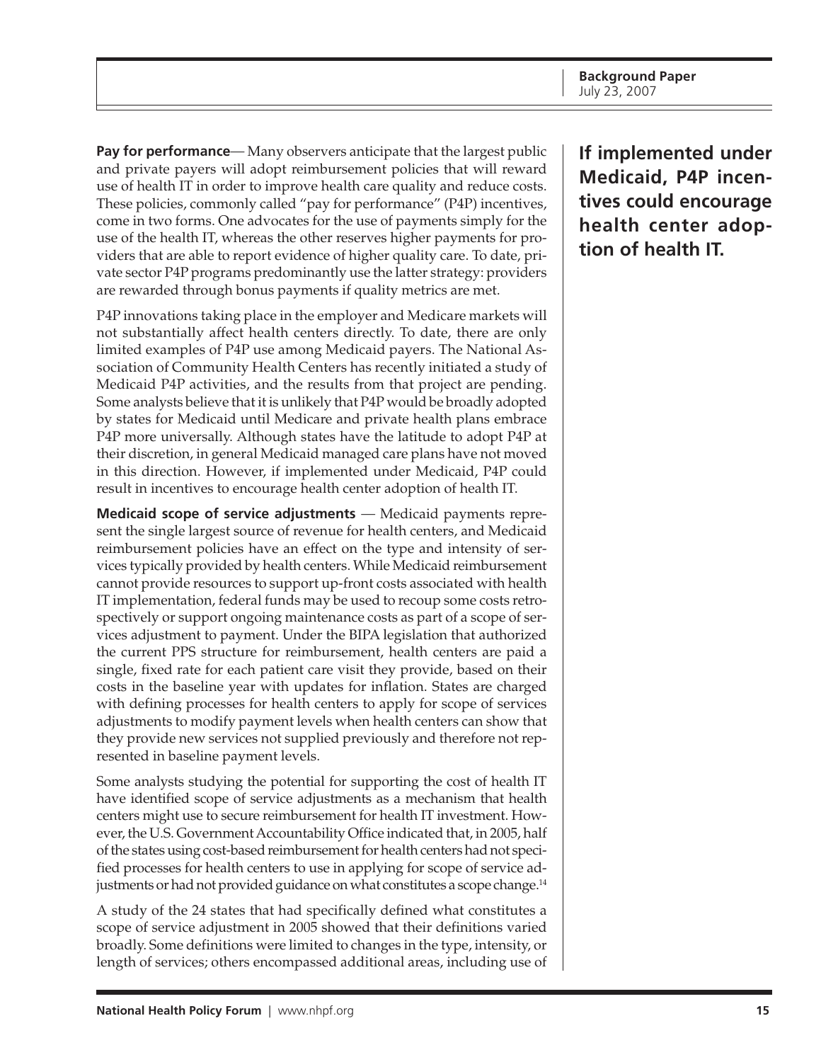**Pay for performance**— Many observers anticipate that the largest public and private payers will adopt reimbursement policies that will reward use of health IT in order to improve health care quality and reduce costs. These policies, commonly called "pay for performance" (P4P) incentives, come in two forms. One advocates for the use of payments simply for the use of the health IT, whereas the other reserves higher payments for providers that are able to report evidence of higher quality care. To date, private sector P4P programs predominantly use the latter strategy: providers are rewarded through bonus payments if quality metrics are met.

**If implemented under Medicaid, P4P incentives could encourage health center adoption of health IT.**

P4P innovations taking place in the employer and Medicare markets will not substantially affect health centers directly. To date, there are only limited examples of P4P use among Medicaid payers. The National Association of Community Health Centers has recently initiated a study of Medicaid P4P activities, and the results from that project are pending. Some analysts believe that it is unlikely that P4P would be broadly adopted by states for Medicaid until Medicare and private health plans embrace P4P more universally. Although states have the latitude to adopt P4P at their discretion, in general Medicaid managed care plans have not moved in this direction. However, if implemented under Medicaid, P4P could result in incentives to encourage health center adoption of health IT.

**Medicaid scope of service adjustments** — Medicaid payments represent the single largest source of revenue for health centers, and Medicaid reimbursement policies have an effect on the type and intensity of services typically provided by health centers. While Medicaid reimbursement cannot provide resources to support up-front costs associated with health IT implementation, federal funds may be used to recoup some costs retrospectively or support ongoing maintenance costs as part of a scope of services adjustment to payment. Under the BIPA legislation that authorized the current PPS structure for reimbursement, health centers are paid a single, fixed rate for each patient care visit they provide, based on their costs in the baseline year with updates for inflation. States are charged with defining processes for health centers to apply for scope of services adjustments to modify payment levels when health centers can show that they provide new services not supplied previously and therefore not represented in baseline payment levels.

Some analysts studying the potential for supporting the cost of health IT have identified scope of service adjustments as a mechanism that health centers might use to secure reimbursement for health IT investment. However, the U.S. Government Accountability Office indicated that, in 2005, half of the states using cost-based reimbursement for health centers had not specified processes for health centers to use in applying for scope of service adjustments or had not provided guidance on what constitutes a scope change.[14]

A study of the 24 states that had specifically defined what constitutes a scope of service adjustment in 2005 showed that their definitions varied broadly. Some definitions were limited to changes in the type, intensity, or length of services; others encompassed additional areas, including use of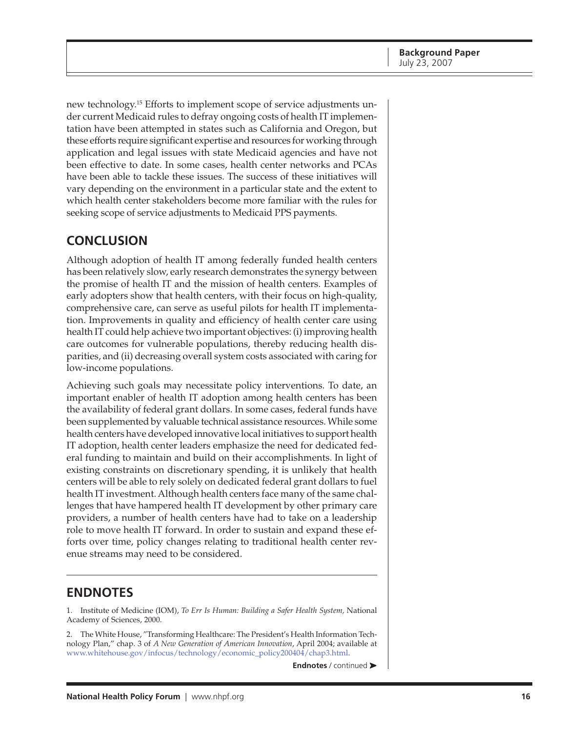new technology.[15] Efforts to implement scope of service adjustments under current Medicaid rules to defray ongoing costs of health IT implementation have been attempted in states such as California and Oregon, but these efforts require significant expertise and resources for working through application and legal issues with state Medicaid agencies and have not been effective to date. In some cases, health center networks and PCAs have been able to tackle these issues. The success of these initiatives will vary depending on the environment in a particular state and the extent to which health center stakeholders become more familiar with the rules for seeking scope of service adjustments to Medicaid PPS payments.

## CONCLUSION

Although adoption of health IT among federally funded health centers has been relatively slow, early research demonstrates the synergy between the promise of health IT and the mission of health centers. Examples of early adopters show that health centers, with their focus on high-quality, comprehensive care, can serve as useful pilots for health IT implementation. Improvements in quality and efficiency of health center care using health IT could help achieve two important objectives: (i) improving health care outcomes for vulnerable populations, thereby reducing health disparities, and (ii) decreasing overall system costs associated with caring for low-income populations.

Achieving such goals may necessitate policy interventions. To date, an important enabler of health IT adoption among health centers has been the availability of federal grant dollars. In some cases, federal funds have been supplemented by valuable technical assistance resources. While some health centers have developed innovative local initiatives to support health IT adoption, health center leaders emphasize the need for dedicated federal funding to maintain and build on their accomplishments. In light of existing constraints on discretionary spending, it is unlikely that health centers will be able to rely solely on dedicated federal grant dollars to fuel health IT investment. Although health centers face many of the same challenges that have hampered health IT development by other primary care providers, a number of health centers have had to take on a leadership role to move health IT forward. In order to sustain and expand these efforts over time, policy changes relating to traditional health center revenue streams may need to be considered.

## ENDNOTES

1. Institute of Medicine (IOM), *To Err Is Human: Building a Safer Health System,* National Academy of Sciences, 2000.

2. The White House, "Transforming Healthcare: The President's Health Information Technology Plan," chap. 3 of *A New Generation of American Innovation*, April 2004; available at www.whitehouse.gov/infocus/technology/economic_policy200404/chap3.html.

**Endnotes** / continued ➤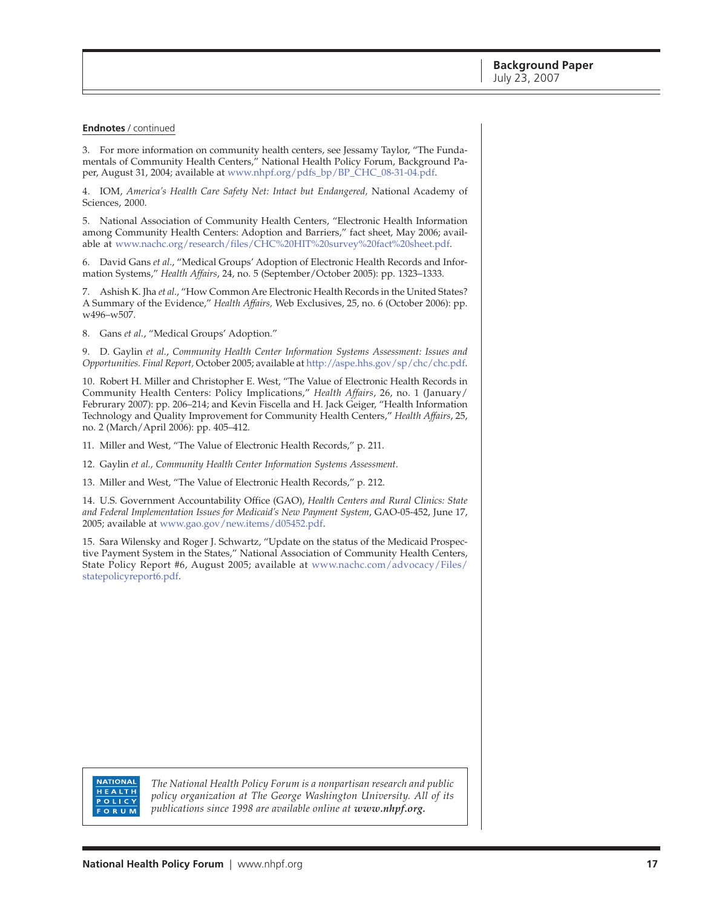**Endnotes** / continued

3. For more information on community health centers, see Jessamy Taylor, "The Fundamentals of Community Health Centers," National Health Policy Forum, Background Paper, August 31, 2004; available at www.nhpf.org/pdfs_bp/BP_CHC_08-31-04.pdf.

4. IOM, *America's Health Care Safety Net: Intact but Endangered,* National Academy of Sciences, 2000.

5. National Association of Community Health Centers, "Electronic Health Information among Community Health Centers: Adoption and Barriers," fact sheet, May 2006; available at www.nachc.org/research/files/CHC%20HIT%20survey%20fact%20sheet.pdf.

6. David Gans *et al*., "Medical Groups' Adoption of Electronic Health Records and Information Systems," *Health Affairs*, 24, no. 5 (September/October 2005): pp. 1323–1333.

7. Ashish K. Jha *et al*., "How Common Are Electronic Health Records in the United States? A Summary of the Evidence," *Health Affairs,* Web Exclusives, 25, no. 6 (October 2006): pp. w496–w507.

8. Gans *et al.*, "Medical Groups' Adoption."

9. D. Gaylin *et al.*, *Community Health Center Information Systems Assessment: Issues and Opportunities. Final Report,* October 2005; available at http://aspe.hhs.gov/sp/chc/chc.pdf.

10. Robert H. Miller and Christopher E. West, "The Value of Electronic Health Records in Community Health Centers: Policy Implications," *Health Affairs*, 26, no. 1 (January/Februrary 2007): pp. 206–214; and Kevin Fiscella and H. Jack Geiger, "Health Information Technology and Quality Improvement for Community Health Centers," *Health Affairs*, 25, no. 2 (March/April 2006): pp. 405–412.

11. Miller and West, "The Value of Electronic Health Records," p. 211.

12. Gaylin *et al.*, *Community Health Center Information Systems Assessment*.

13. Miller and West, "The Value of Electronic Health Records," p. 212.

14. U.S. Government Accountability Office (GAO), *Health Centers and Rural Clinics: State and Federal Implementation Issues for Medicaid's New Payment System*, GAO-05-452, June 17, 2005; available at www.gao.gov/new.items/d05452.pdf.

15. Sara Wilensky and Roger J. Schwartz, "Update on the status of the Medicaid Prospective Payment System in the States," National Association of Community Health Centers, State Policy Report #6, August 2005; available at www.nachc.com/advocacy/Files/statepolicyreport6.pdf.

NATIONAL HEALTH POLICY FORUM

*The National Health Policy Forum is a nonpartisan research and public policy organization at The George Washington University. All of its publications since 1998 are available online at **www.nhpf.org.***